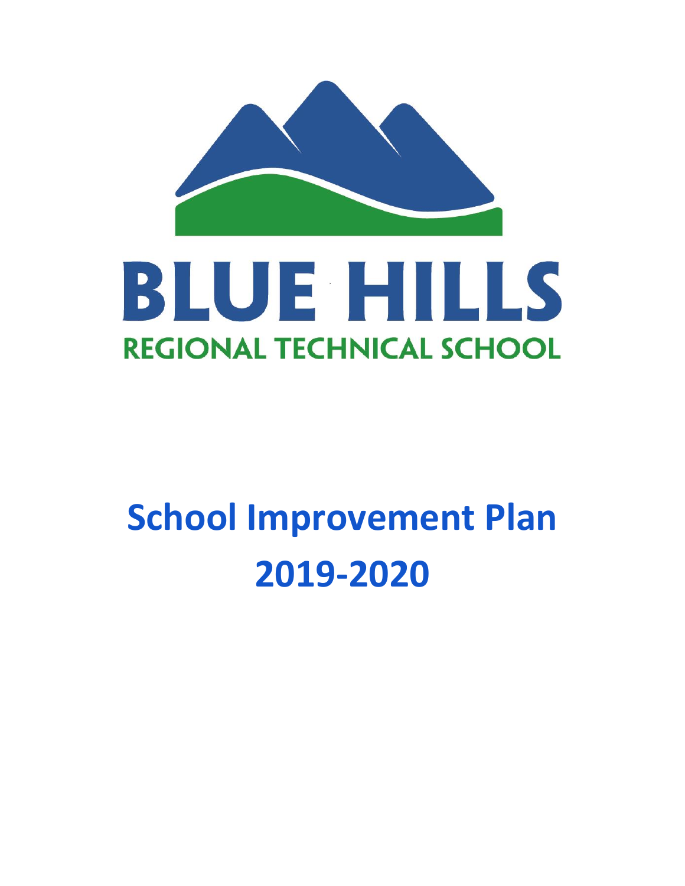BLUE HILLS

REGIONAL TECHNICAL SCHOOL

# School Improvement Plan 2019-2020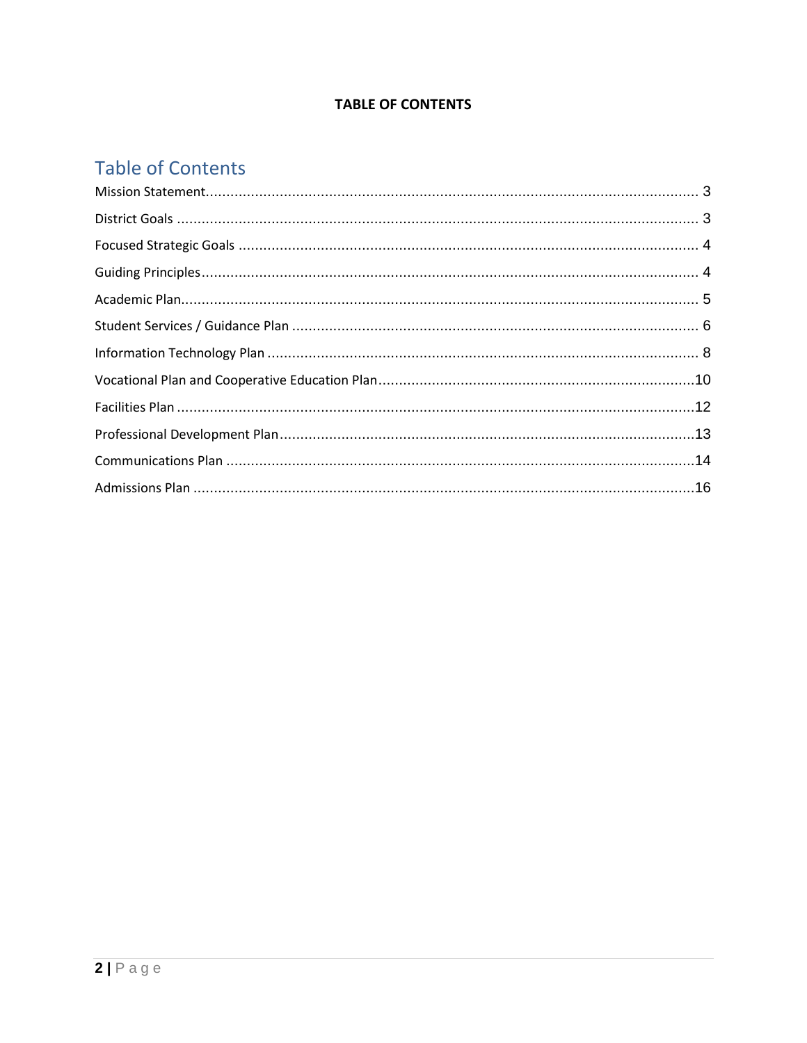**TABLE OF CONTENTS**

## Table of Contents

| Section | Page |
| --- | --- |
| Mission Statement | 3 |
| District Goals | 3 |
| Focused Strategic Goals | 4 |
| Guiding Principles | 4 |
| Academic Plan | 5 |
| Student Services / Guidance Plan | 6 |
| Information Technology Plan | 8 |
| Vocational Plan and Cooperative Education Plan | 10 |
| Facilities Plan | 12 |
| Professional Development Plan | 13 |
| Communications Plan | 14 |
| Admissions Plan | 16 |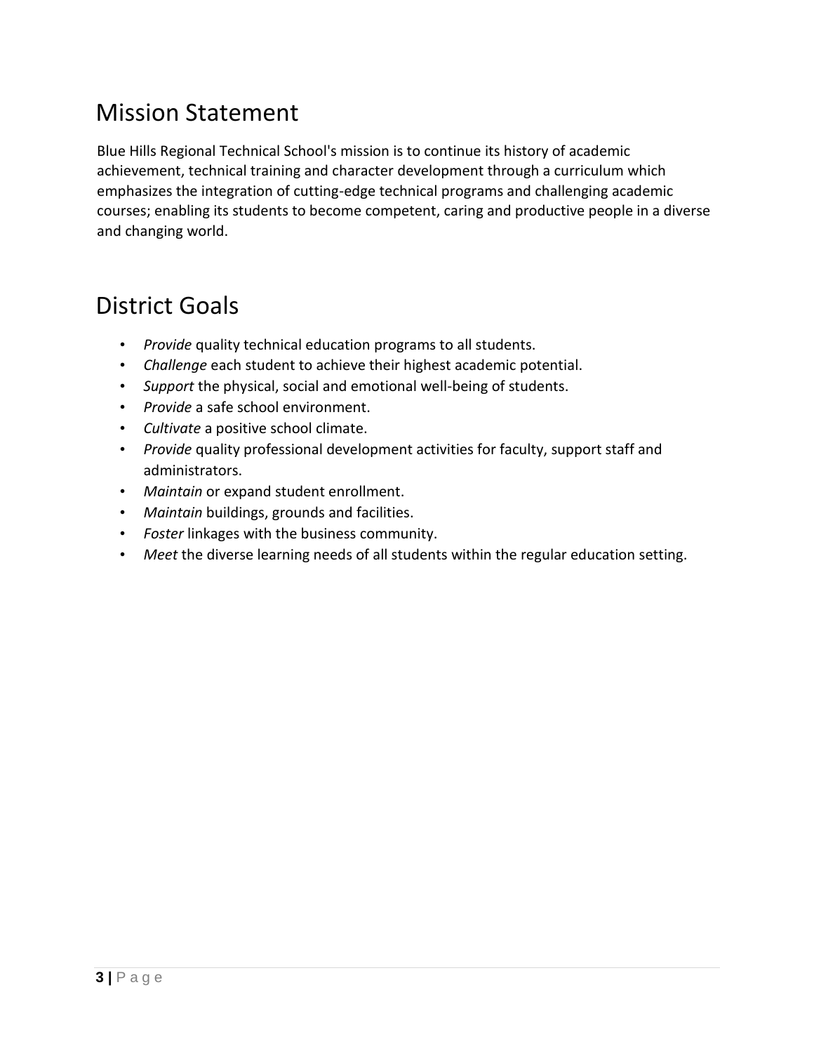# Mission Statement

Blue Hills Regional Technical School's mission is to continue its history of academic achievement, technical training and character development through a curriculum which emphasizes the integration of cutting-edge technical programs and challenging academic courses; enabling its students to become competent, caring and productive people in a diverse and changing world.

# District Goals

- *Provide* quality technical education programs to all students.
- *Challenge* each student to achieve their highest academic potential.
- *Support* the physical, social and emotional well-being of students.
- *Provide* a safe school environment.
- *Cultivate* a positive school climate.
- *Provide* quality professional development activities for faculty, support staff and administrators.
- *Maintain* or expand student enrollment.
- *Maintain* buildings, grounds and facilities.
- *Foster* linkages with the business community.
- *Meet* the diverse learning needs of all students within the regular education setting.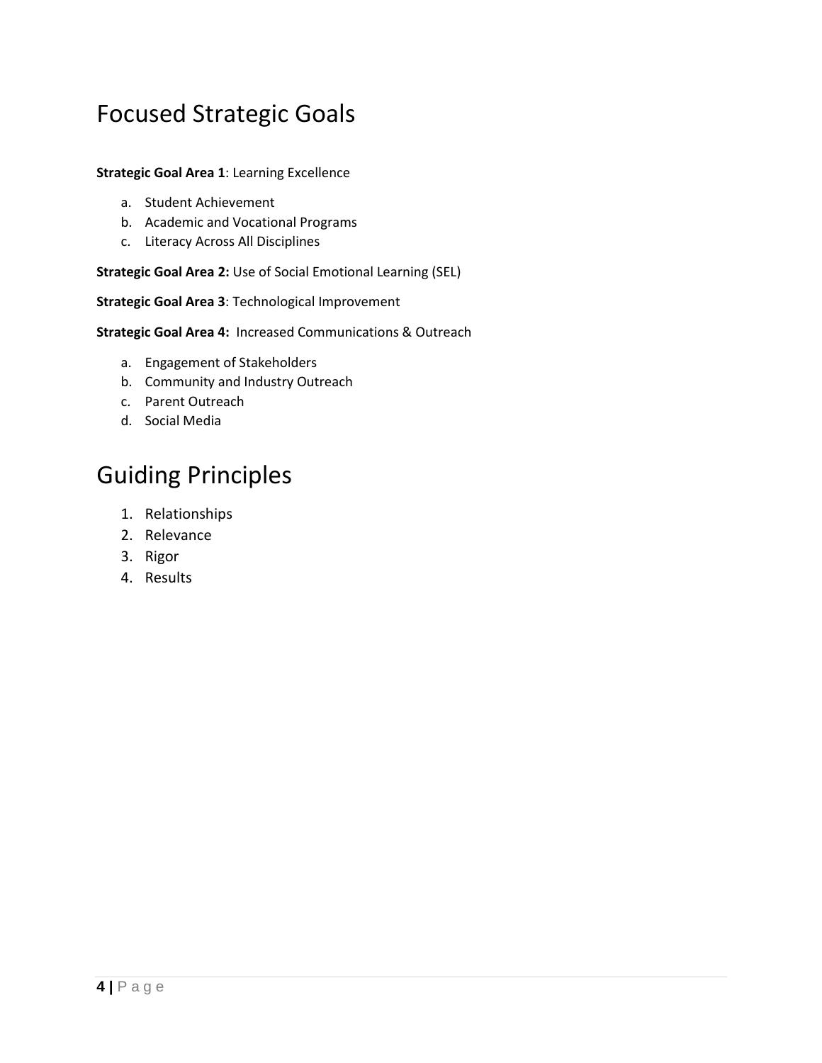# Focused Strategic Goals

**Strategic Goal Area 1**: Learning Excellence

a. Student Achievement
b. Academic and Vocational Programs
c. Literacy Across All Disciplines

**Strategic Goal Area 2:** Use of Social Emotional Learning (SEL)

**Strategic Goal Area 3**: Technological Improvement

**Strategic Goal Area 4:** Increased Communications & Outreach

a. Engagement of Stakeholders
b. Community and Industry Outreach
c. Parent Outreach
d. Social Media

# Guiding Principles

1. Relationships
2. Relevance
3. Rigor
4. Results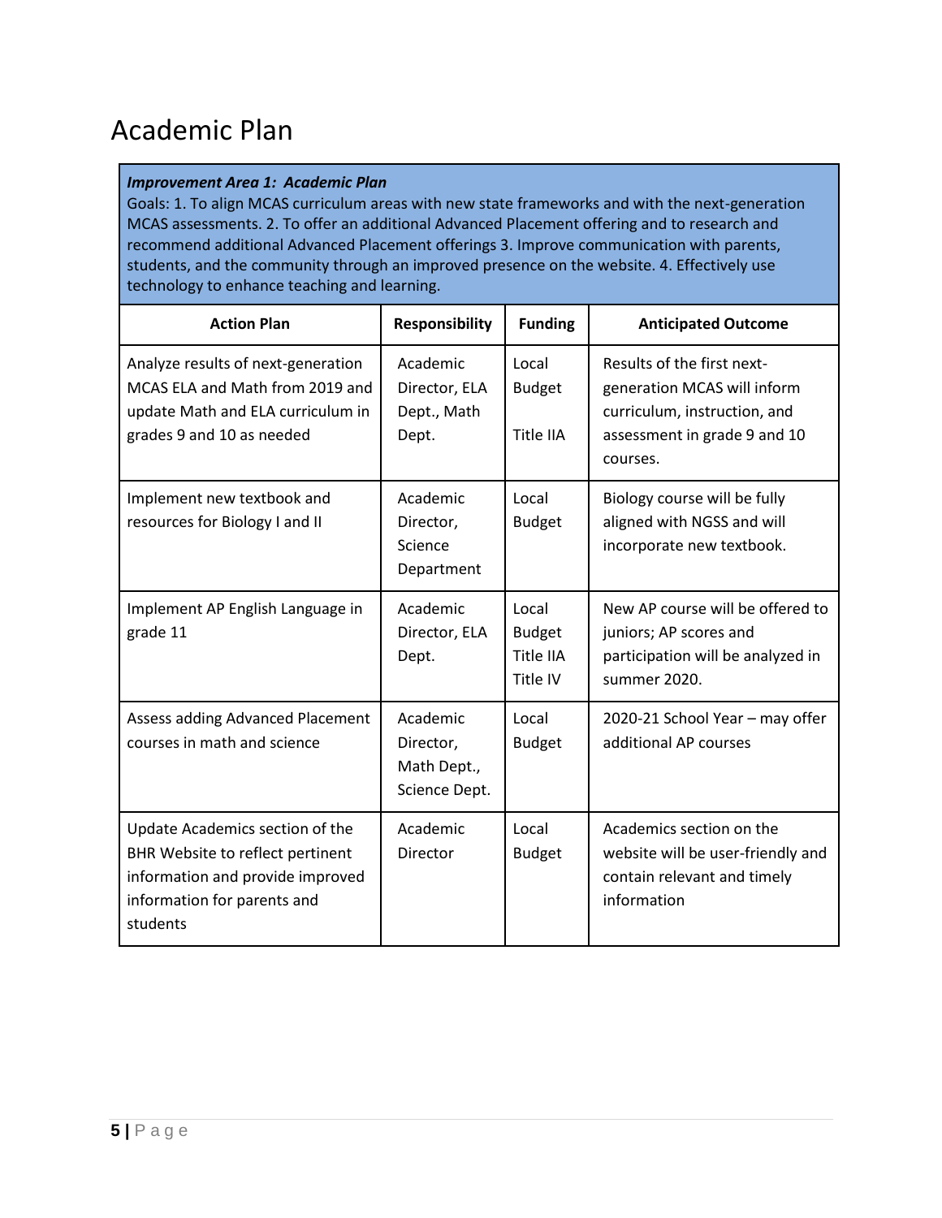# Academic Plan

***Improvement Area 1: Academic Plan***

Goals: 1. To align MCAS curriculum areas with new state frameworks and with the next-generation MCAS assessments. 2. To offer an additional Advanced Placement offering and to research and recommend additional Advanced Placement offerings 3. Improve communication with parents, students, and the community through an improved presence on the website. 4. Effectively use technology to enhance teaching and learning.

| Action Plan | Responsibility | Funding | Anticipated Outcome |
|---|---|---|---|
| Analyze results of next-generation MCAS ELA and Math from 2019 and update Math and ELA curriculum in grades 9 and 10 as needed | Academic Director, ELA Dept., Math Dept. | Local Budget<br><br>Title IIA | Results of the first next-generation MCAS will inform curriculum, instruction, and assessment in grade 9 and 10 courses. |
| Implement new textbook and resources for Biology I and II | Academic Director, Science Department | Local Budget | Biology course will be fully aligned with NGSS and will incorporate new textbook. |
| Implement AP English Language in grade 11 | Academic Director, ELA Dept. | Local Budget Title IIA Title IV | New AP course will be offered to juniors; AP scores and participation will be analyzed in summer 2020. |
| Assess adding Advanced Placement courses in math and science | Academic Director, Math Dept., Science Dept. | Local Budget | 2020-21 School Year – may offer additional AP courses |
| Update Academics section of the BHR Website to reflect pertinent information and provide improved information for parents and students | Academic Director | Local Budget | Academics section on the website will be user-friendly and contain relevant and timely information |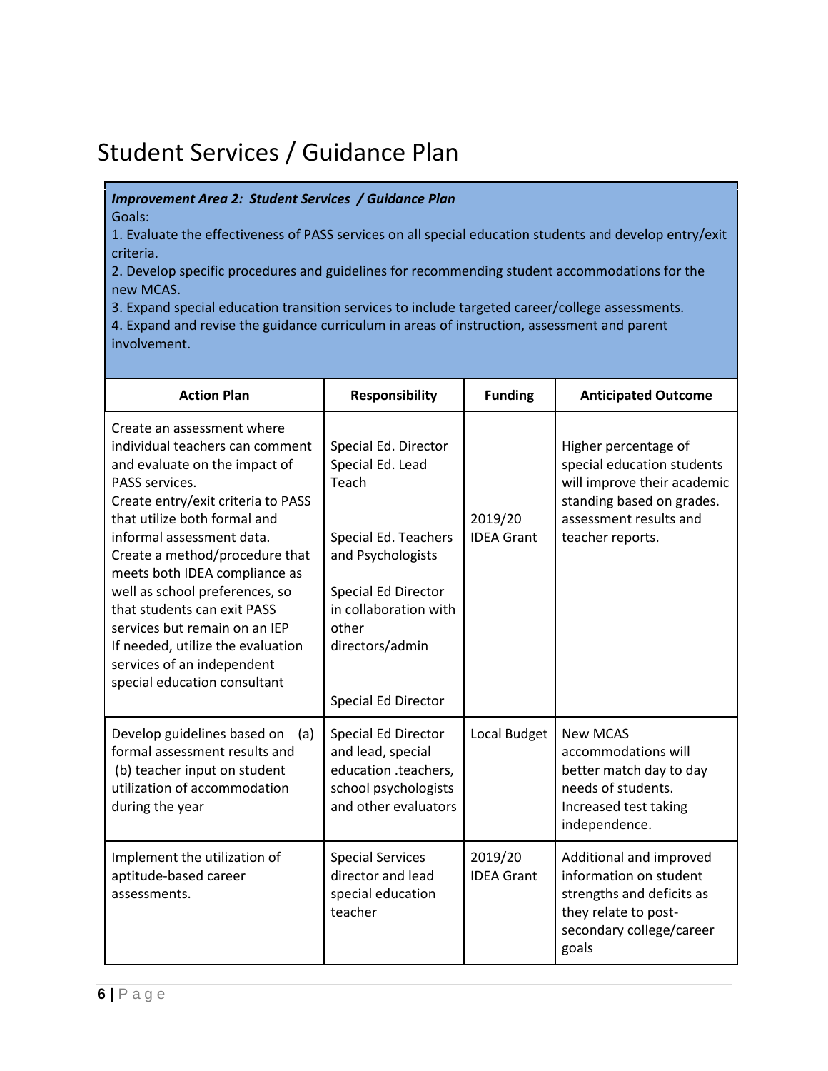# Student Services / Guidance Plan

***Improvement Area 2: Student Services / Guidance Plan***

Goals:

1. Evaluate the effectiveness of PASS services on all special education students and develop entry/exit criteria.
2. Develop specific procedures and guidelines for recommending student accommodations for the new MCAS.
3. Expand special education transition services to include targeted career/college assessments.
4. Expand and revise the guidance curriculum in areas of instruction, assessment and parent involvement.

| Action Plan | Responsibility | Funding | Anticipated Outcome |
|---|---|---|---|
| Create an assessment where individual teachers can comment and evaluate on the impact of PASS services.<br>Create entry/exit criteria to PASS that utilize both formal and informal assessment data.<br>Create a method/procedure that meets both IDEA compliance as well as school preferences, so that students can exit PASS services but remain on an IEP<br>If needed, utilize the evaluation services of an independent special education consultant | Special Ed. Director<br>Special Ed. Lead Teach<br><br>Special Ed. Teachers and Psychologists<br><br>Special Ed Director in collaboration with other directors/admin<br><br>Special Ed Director | 2019/20 IDEA Grant | Higher percentage of special education students will improve their academic standing based on grades. assessment results and teacher reports. |
| Develop guidelines based on (a) formal assessment results and (b) teacher input on student utilization of accommodation during the year | Special Ed Director and lead, special education .teachers, school psychologists and other evaluators | Local Budget | New MCAS accommodations will better match day to day needs of students. Increased test taking independence. |
| Implement the utilization of aptitude-based career assessments. | Special Services director and lead special education teacher | 2019/20 IDEA Grant | Additional and improved information on student strengths and deficits as they relate to post-secondary college/career goals |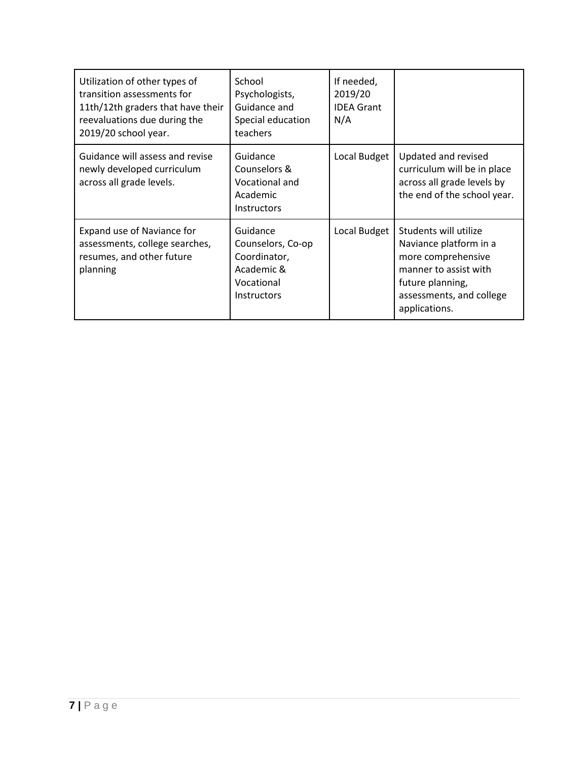| | | | |
|---|---|---|---|
| Utilization of other types of transition assessments for 11th/12th graders that have their reevaluations due during the 2019/20 school year. | School Psychologists, Guidance and Special education teachers | If needed, 2019/20 IDEA Grant N/A | |
| Guidance will assess and revise newly developed curriculum across all grade levels. | Guidance Counselors & Vocational and Academic Instructors | Local Budget | Updated and revised curriculum will be in place across all grade levels by the end of the school year. |
| Expand use of Naviance for assessments, college searches, resumes, and other future planning | Guidance Counselors, Co-op Coordinator, Academic & Vocational Instructors | Local Budget | Students will utilize Naviance platform in a more comprehensive manner to assist with future planning, assessments, and college applications. |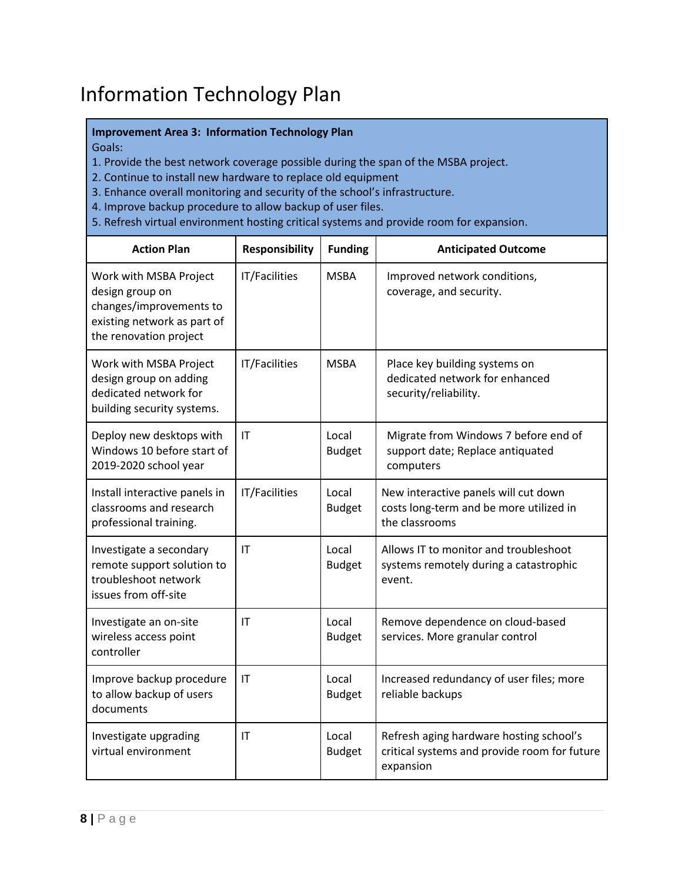# Information Technology Plan

**Improvement Area 3: Information Technology Plan**

Goals:

1. Provide the best network coverage possible during the span of the MSBA project.
2. Continue to install new hardware to replace old equipment
3. Enhance overall monitoring and security of the school's infrastructure.
4. Improve backup procedure to allow backup of user files.
5. Refresh virtual environment hosting critical systems and provide room for expansion.

| Action Plan | Responsibility | Funding | Anticipated Outcome |
|---|---|---|---|
| Work with MSBA Project design group on changes/improvements to existing network as part of the renovation project | IT/Facilities | MSBA | Improved network conditions, coverage, and security. |
| Work with MSBA Project design group on adding dedicated network for building security systems. | IT/Facilities | MSBA | Place key building systems on dedicated network for enhanced security/reliability. |
| Deploy new desktops with Windows 10 before start of 2019-2020 school year | IT | Local Budget | Migrate from Windows 7 before end of support date; Replace antiquated computers |
| Install interactive panels in classrooms and research professional training. | IT/Facilities | Local Budget | New interactive panels will cut down costs long-term and be more utilized in the classrooms |
| Investigate a secondary remote support solution to troubleshoot network issues from off-site | IT | Local Budget | Allows IT to monitor and troubleshoot systems remotely during a catastrophic event. |
| Investigate an on-site wireless access point controller | IT | Local Budget | Remove dependence on cloud-based services. More granular control |
| Improve backup procedure to allow backup of users documents | IT | Local Budget | Increased redundancy of user files; more reliable backups |
| Investigate upgrading virtual environment | IT | Local Budget | Refresh aging hardware hosting school's critical systems and provide room for future expansion |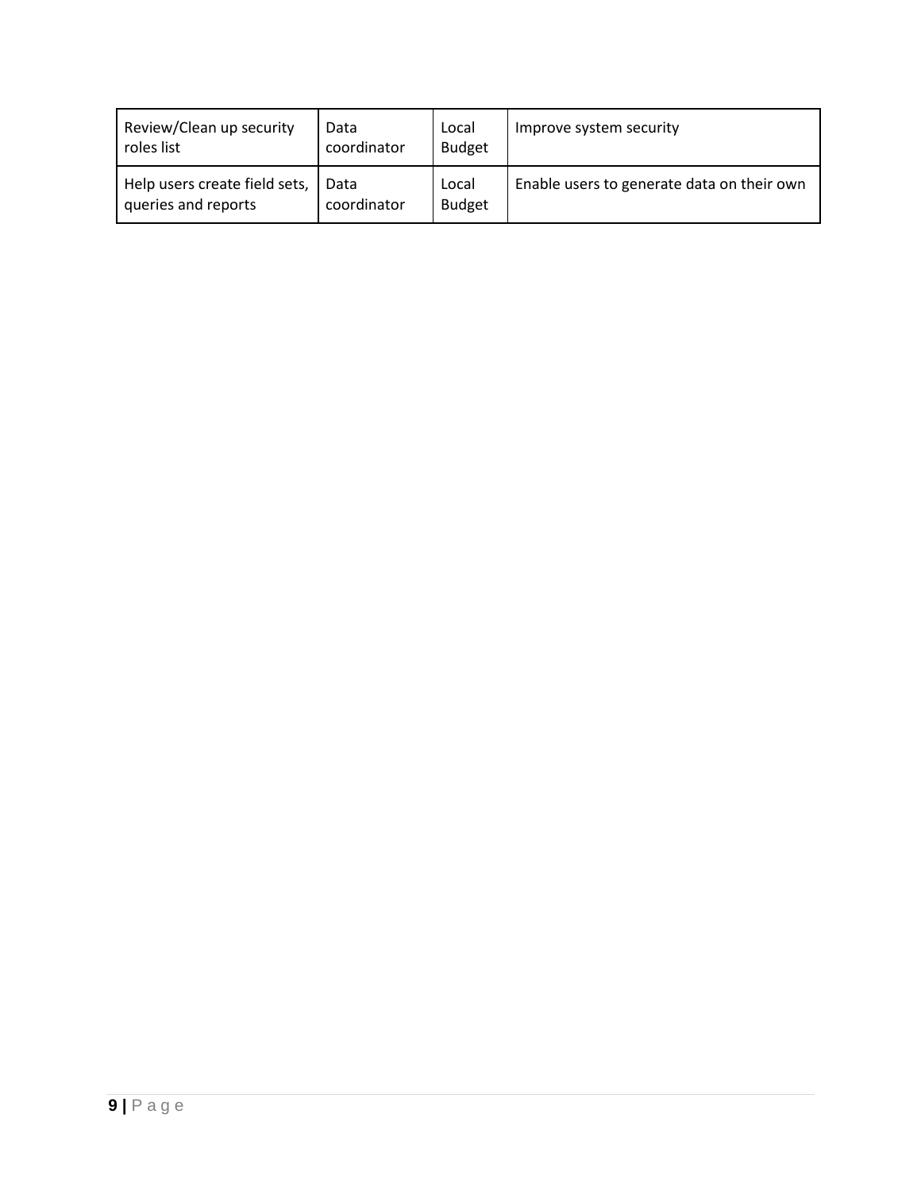| | | | |
|---|---|---|---|
| Review/Clean up security roles list | Data coordinator | Local Budget | Improve system security |
| Help users create field sets, queries and reports | Data coordinator | Local Budget | Enable users to generate data on their own |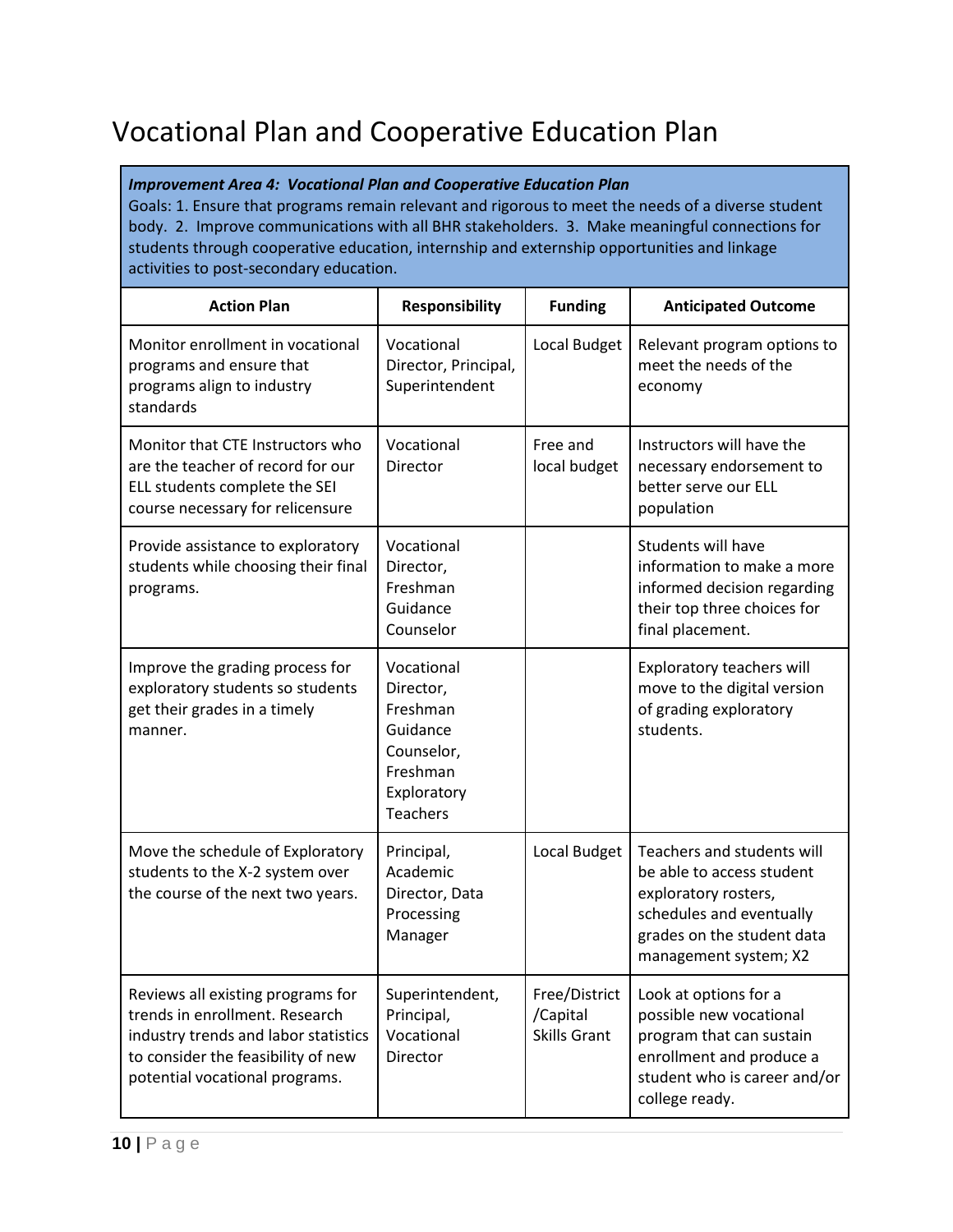# Vocational Plan and Cooperative Education Plan

***Improvement Area 4: Vocational Plan and Cooperative Education Plan***
Goals: 1. Ensure that programs remain relevant and rigorous to meet the needs of a diverse student body. 2. Improve communications with all BHR stakeholders. 3. Make meaningful connections for students through cooperative education, internship and externship opportunities and linkage activities to post-secondary education.

| Action Plan | Responsibility | Funding | Anticipated Outcome |
|---|---|---|---|
| Monitor enrollment in vocational programs and ensure that programs align to industry standards | Vocational Director, Principal, Superintendent | Local Budget | Relevant program options to meet the needs of the economy |
| Monitor that CTE Instructors who are the teacher of record for our ELL students complete the SEI course necessary for relicensure | Vocational Director | Free and local budget | Instructors will have the necessary endorsement to better serve our ELL population |
| Provide assistance to exploratory students while choosing their final programs. | Vocational Director, Freshman Guidance Counselor | | Students will have information to make a more informed decision regarding their top three choices for final placement. |
| Improve the grading process for exploratory students so students get their grades in a timely manner. | Vocational Director, Freshman Guidance Counselor, Freshman Exploratory Teachers | | Exploratory teachers will move to the digital version of grading exploratory students. |
| Move the schedule of Exploratory students to the X-2 system over the course of the next two years. | Principal, Academic Director, Data Processing Manager | Local Budget | Teachers and students will be able to access student exploratory rosters, schedules and eventually grades on the student data management system; X2 |
| Reviews all existing programs for trends in enrollment. Research industry trends and labor statistics to consider the feasibility of new potential vocational programs. | Superintendent, Principal, Vocational Director | Free/District /Capital Skills Grant | Look at options for a possible new vocational program that can sustain enrollment and produce a student who is career and/or college ready. |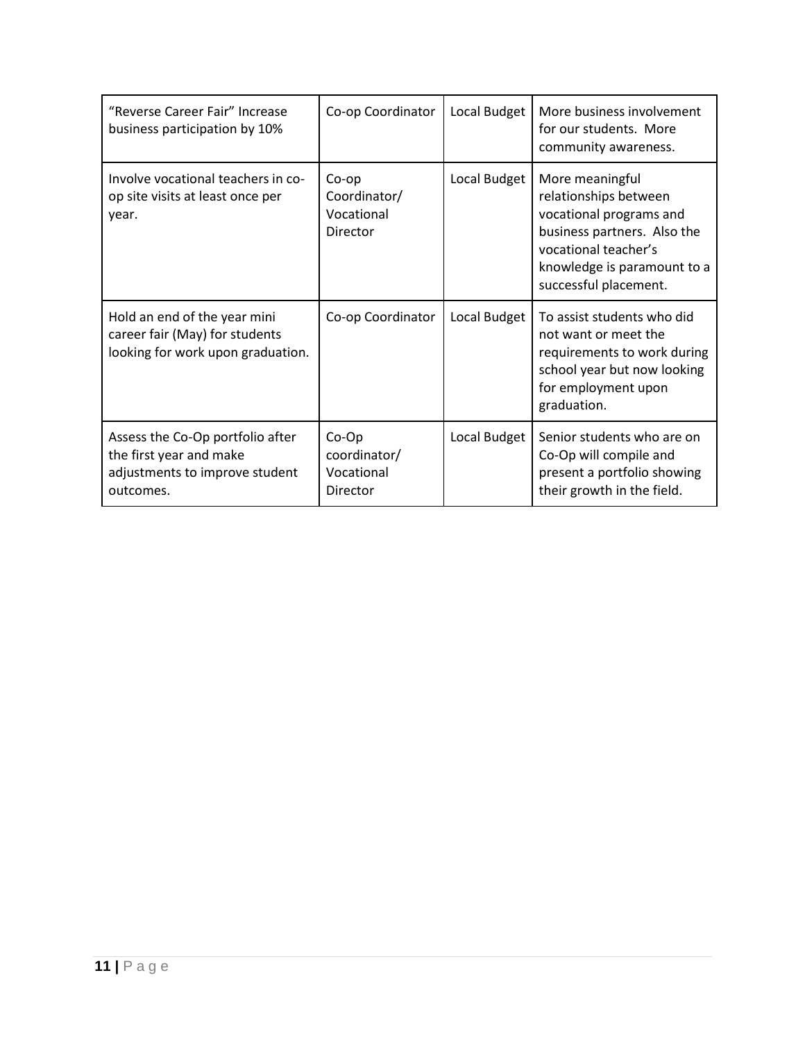| “Reverse Career Fair” Increase business participation by 10% | Co-op Coordinator | Local Budget | More business involvement for our students. More community awareness. |
| --- | --- | --- | --- |
| Involve vocational teachers in co-op site visits at least once per year. | Co-op Coordinator/ Vocational Director | Local Budget | More meaningful relationships between vocational programs and business partners. Also the vocational teacher’s knowledge is paramount to a successful placement. |
| Hold an end of the year mini career fair (May) for students looking for work upon graduation. | Co-op Coordinator | Local Budget | To assist students who did not want or meet the requirements to work during school year but now looking for employment upon graduation. |
| Assess the Co-Op portfolio after the first year and make adjustments to improve student outcomes. | Co-Op coordinator/ Vocational Director | Local Budget | Senior students who are on Co-Op will compile and present a portfolio showing their growth in the field. |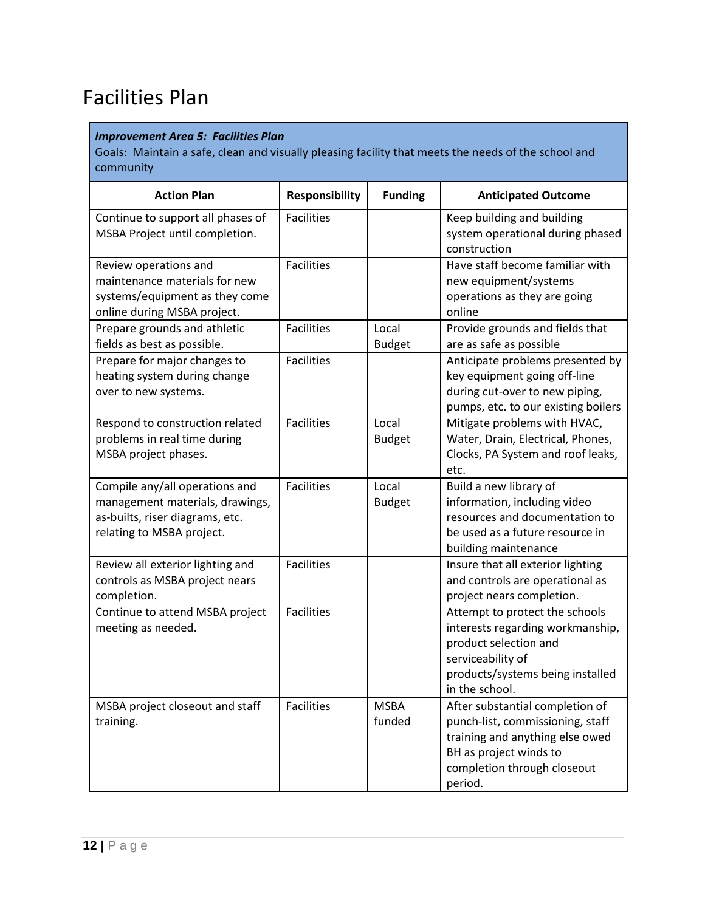# Facilities Plan

| ***Improvement Area 5: Facilities Plan*** Goals: Maintain a safe, clean and visually pleasing facility that meets the needs of the school and community | | | |
|---|---|---|---|
| **Action Plan** | **Responsibility** | **Funding** | **Anticipated Outcome** |
| Continue to support all phases of MSBA Project until completion. | Facilities | | Keep building and building system operational during phased construction |
| Review operations and maintenance materials for new systems/equipment as they come online during MSBA project. | Facilities | | Have staff become familiar with new equipment/systems operations as they are going online |
| Prepare grounds and athletic fields as best as possible. | Facilities | Local Budget | Provide grounds and fields that are as safe as possible |
| Prepare for major changes to heating system during change over to new systems. | Facilities | | Anticipate problems presented by key equipment going off-line during cut-over to new piping, pumps, etc. to our existing boilers |
| Respond to construction related problems in real time during MSBA project phases. | Facilities | Local Budget | Mitigate problems with HVAC, Water, Drain, Electrical, Phones, Clocks, PA System and roof leaks, etc. |
| Compile any/all operations and management materials, drawings, as-builts, riser diagrams, etc. relating to MSBA project. | Facilities | Local Budget | Build a new library of information, including video resources and documentation to be used as a future resource in building maintenance |
| Review all exterior lighting and controls as MSBA project nears completion. | Facilities | | Insure that all exterior lighting and controls are operational as project nears completion. |
| Continue to attend MSBA project meeting as needed. | Facilities | | Attempt to protect the schools interests regarding workmanship, product selection and serviceability of products/systems being installed in the school. |
| MSBA project closeout and staff training. | Facilities | MSBA funded | After substantial completion of punch-list, commissioning, staff training and anything else owed BH as project winds to completion through closeout period. |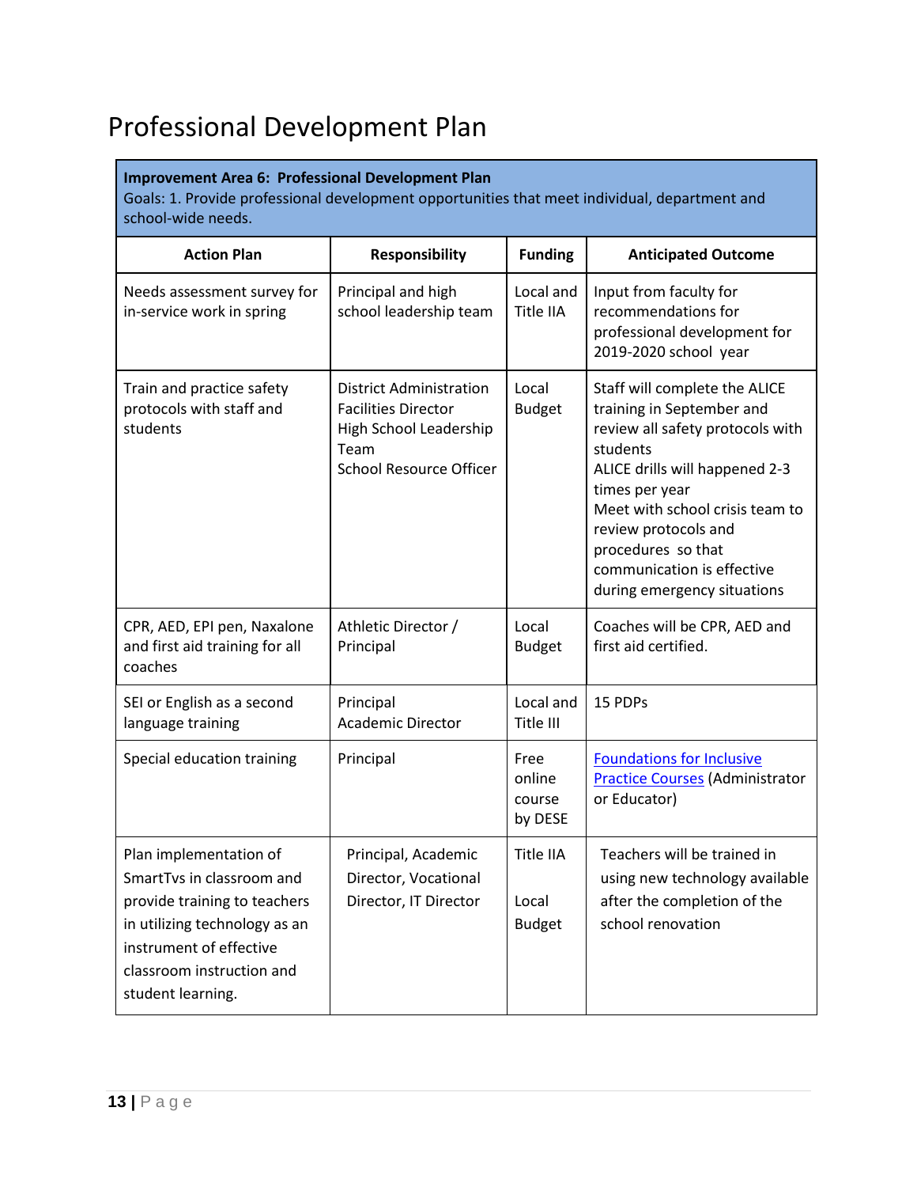# Professional Development Plan

| **Improvement Area 6: Professional Development Plan**<br>Goals: 1. Provide professional development opportunities that meet individual, department and school-wide needs. | | | |
|---|---|---|---|
| **Action Plan** | **Responsibility** | **Funding** | **Anticipated Outcome** |
| Needs assessment survey for in-service work in spring | Principal and high school leadership team | Local and Title IIA | Input from faculty for recommendations for professional development for 2019-2020 school year |
| Train and practice safety protocols with staff and students | District Administration<br>Facilities Director<br>High School Leadership Team<br>School Resource Officer | Local Budget | Staff will complete the ALICE training in September and review all safety protocols with students<br>ALICE drills will happened 2-3 times per year<br>Meet with school crisis team to review protocols and procedures so that communication is effective during emergency situations |
| CPR, AED, EPI pen, Naxalone and first aid training for all coaches | Athletic Director / Principal | Local Budget | Coaches will be CPR, AED and first aid certified. |
| SEI or English as a second language training | Principal<br>Academic Director | Local and Title III | 15 PDPs |
| Special education training | Principal | Free online course by DESE | Foundations for Inclusive Practice Courses (Administrator or Educator) |
| Plan implementation of SmartTvs in classroom and provide training to teachers in utilizing technology as an instrument of effective classroom instruction and student learning. | Principal, Academic Director, Vocational Director, IT Director | Title IIA<br><br>Local Budget | Teachers will be trained in using new technology available after the completion of the school renovation |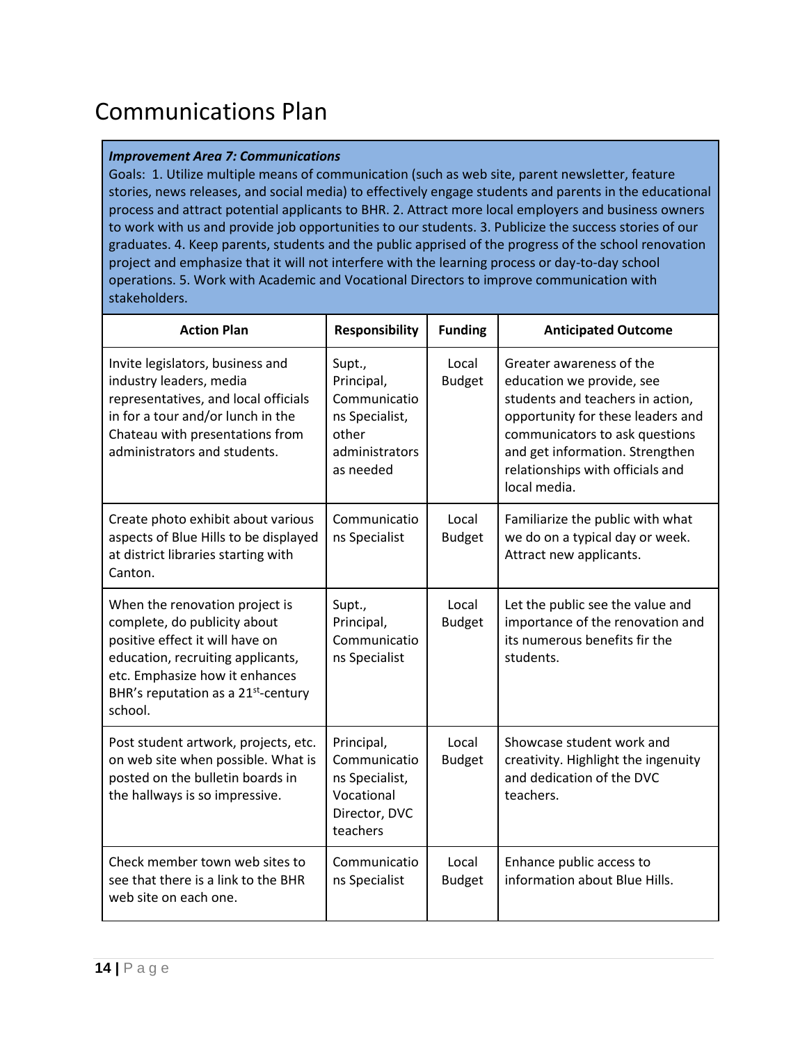# Communications Plan

| ***Improvement Area 7: Communications*** Goals: 1. Utilize multiple means of communication (such as web site, parent newsletter, feature stories, news releases, and social media) to effectively engage students and parents in the educational process and attract potential applicants to BHR. 2. Attract more local employers and business owners to work with us and provide job opportunities to our students. 3. Publicize the success stories of our graduates. 4. Keep parents, students and the public apprised of the progress of the school renovation project and emphasize that it will not interfere with the learning process or day-to-day school operations. 5. Work with Academic and Vocational Directors to improve communication with stakeholders. | | | |
|---|---|---|---|
| **Action Plan** | **Responsibility** | **Funding** | **Anticipated Outcome** |
| Invite legislators, business and industry leaders, media representatives, and local officials in for a tour and/or lunch in the Chateau with presentations from administrators and students. | Supt., Principal, Communications Specialist, other administrators as needed | Local Budget | Greater awareness of the education we provide, see students and teachers in action, opportunity for these leaders and communicators to ask questions and get information. Strengthen relationships with officials and local media. |
| Create photo exhibit about various aspects of Blue Hills to be displayed at district libraries starting with Canton. | Communications Specialist | Local Budget | Familiarize the public with what we do on a typical day or week. Attract new applicants. |
| When the renovation project is complete, do publicity about positive effect it will have on education, recruiting applicants, etc. Emphasize how it enhances BHR's reputation as a 21st-century school. | Supt., Principal, Communications Specialist | Local Budget | Let the public see the value and importance of the renovation and its numerous benefits fir the students. |
| Post student artwork, projects, etc. on web site when possible. What is posted on the bulletin boards in the hallways is so impressive. | Principal, Communications Specialist, Vocational Director, DVC teachers | Local Budget | Showcase student work and creativity. Highlight the ingenuity and dedication of the DVC teachers. |
| Check member town web sites to see that there is a link to the BHR web site on each one. | Communications Specialist | Local Budget | Enhance public access to information about Blue Hills. |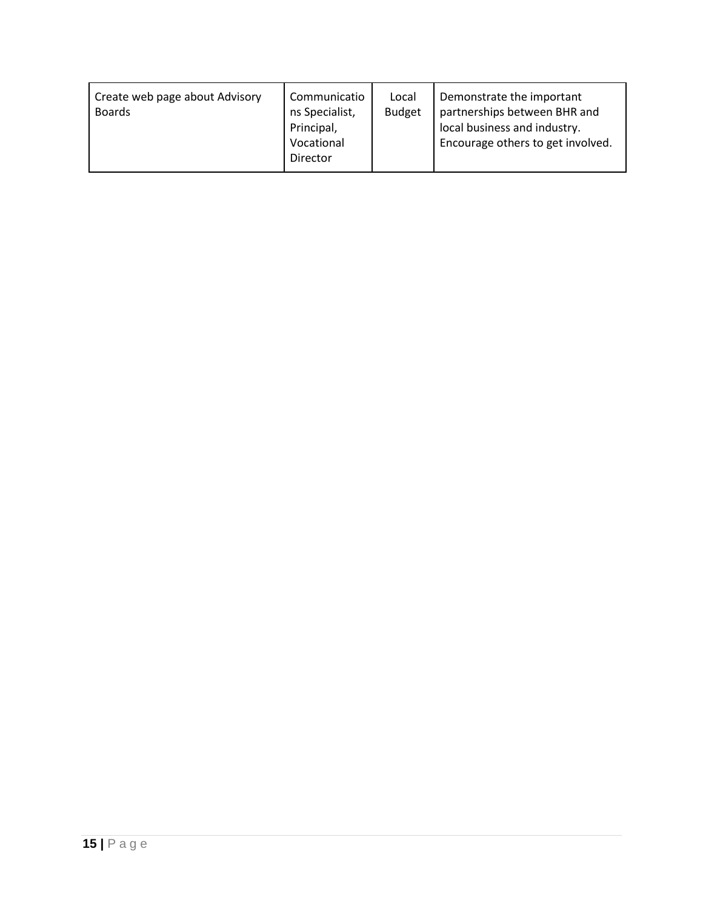| | | | |
|---|---|---|---|
| Create web page about Advisory Boards | Communications Specialist, Principal, Vocational Director | Local Budget | Demonstrate the important partnerships between BHR and local business and industry. Encourage others to get involved. |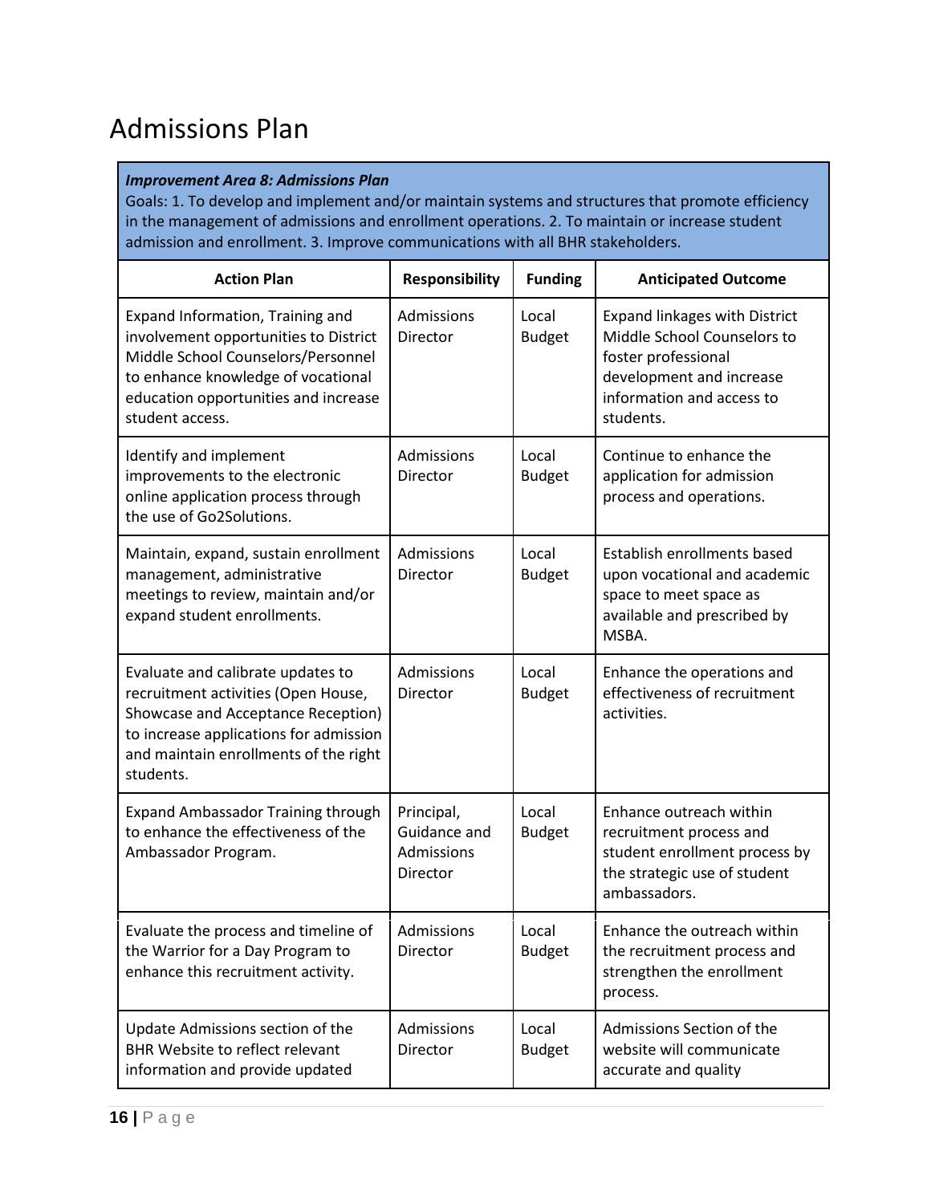# Admissions Plan

| ***Improvement Area 8: Admissions Plan*** Goals: 1. To develop and implement and/or maintain systems and structures that promote efficiency in the management of admissions and enrollment operations. 2. To maintain or increase student admission and enrollment. 3. Improve communications with all BHR stakeholders. | | | |
|---|---|---|---|
| **Action Plan** | **Responsibility** | **Funding** | **Anticipated Outcome** |
| Expand Information, Training and involvement opportunities to District Middle School Counselors/Personnel to enhance knowledge of vocational education opportunities and increase student access. | Admissions Director | Local Budget | Expand linkages with District Middle School Counselors to foster professional development and increase information and access to students. |
| Identify and implement improvements to the electronic online application process through the use of Go2Solutions. | Admissions Director | Local Budget | Continue to enhance the application for admission process and operations. |
| Maintain, expand, sustain enrollment management, administrative meetings to review, maintain and/or expand student enrollments. | Admissions Director | Local Budget | Establish enrollments based upon vocational and academic space to meet space as available and prescribed by MSBA. |
| Evaluate and calibrate updates to recruitment activities (Open House, Showcase and Acceptance Reception) to increase applications for admission and maintain enrollments of the right students. | Admissions Director | Local Budget | Enhance the operations and effectiveness of recruitment activities. |
| Expand Ambassador Training through to enhance the effectiveness of the Ambassador Program. | Principal, Guidance and Admissions Director | Local Budget | Enhance outreach within recruitment process and student enrollment process by the strategic use of student ambassadors. |
| Evaluate the process and timeline of the Warrior for a Day Program to enhance this recruitment activity. | Admissions Director | Local Budget | Enhance the outreach within the recruitment process and strengthen the enrollment process. |
| Update Admissions section of the BHR Website to reflect relevant information and provide updated | Admissions Director | Local Budget | Admissions Section of the website will communicate accurate and quality |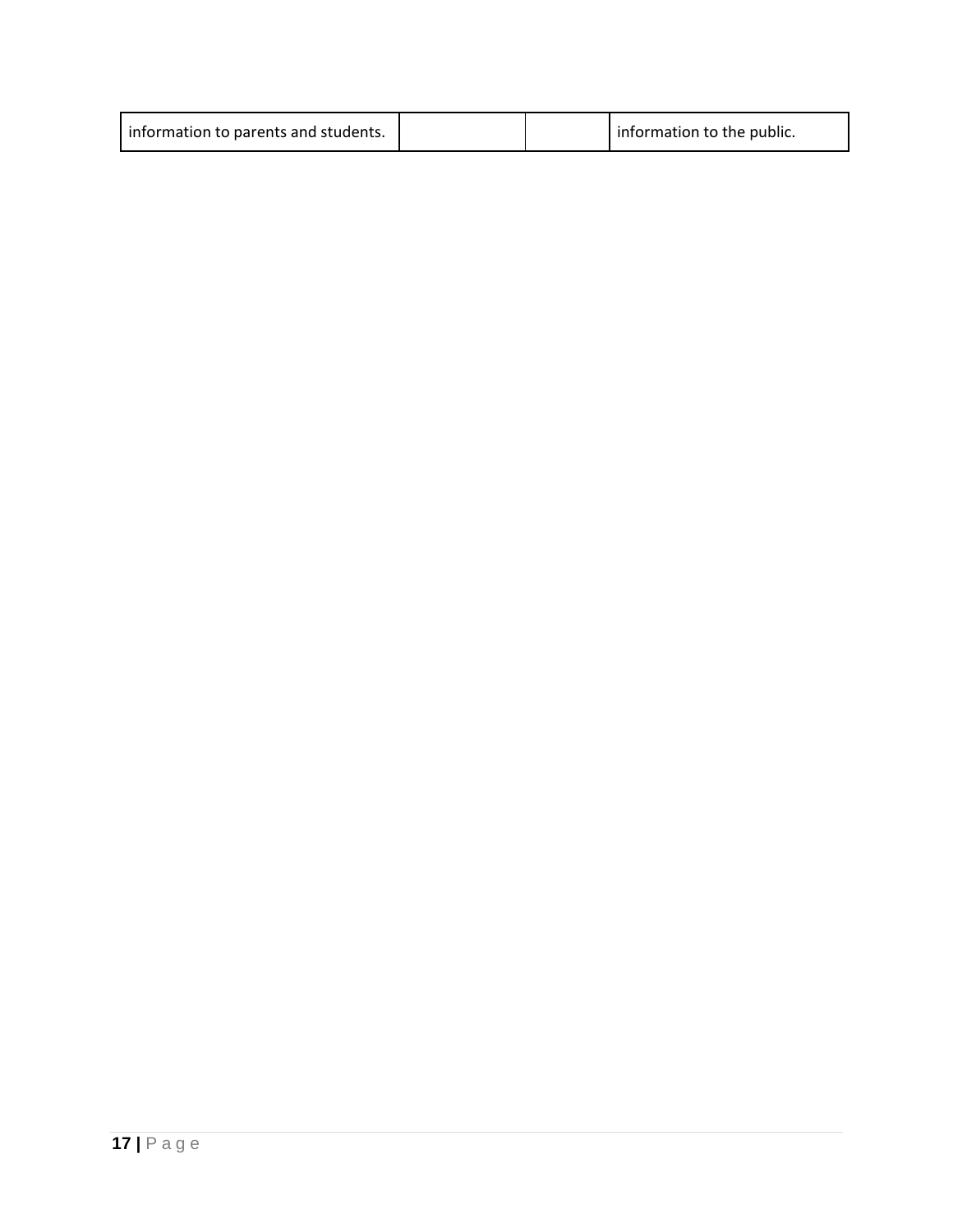| | | | |
|---|---|---|---|
| information to parents and students. | | | information to the public. |